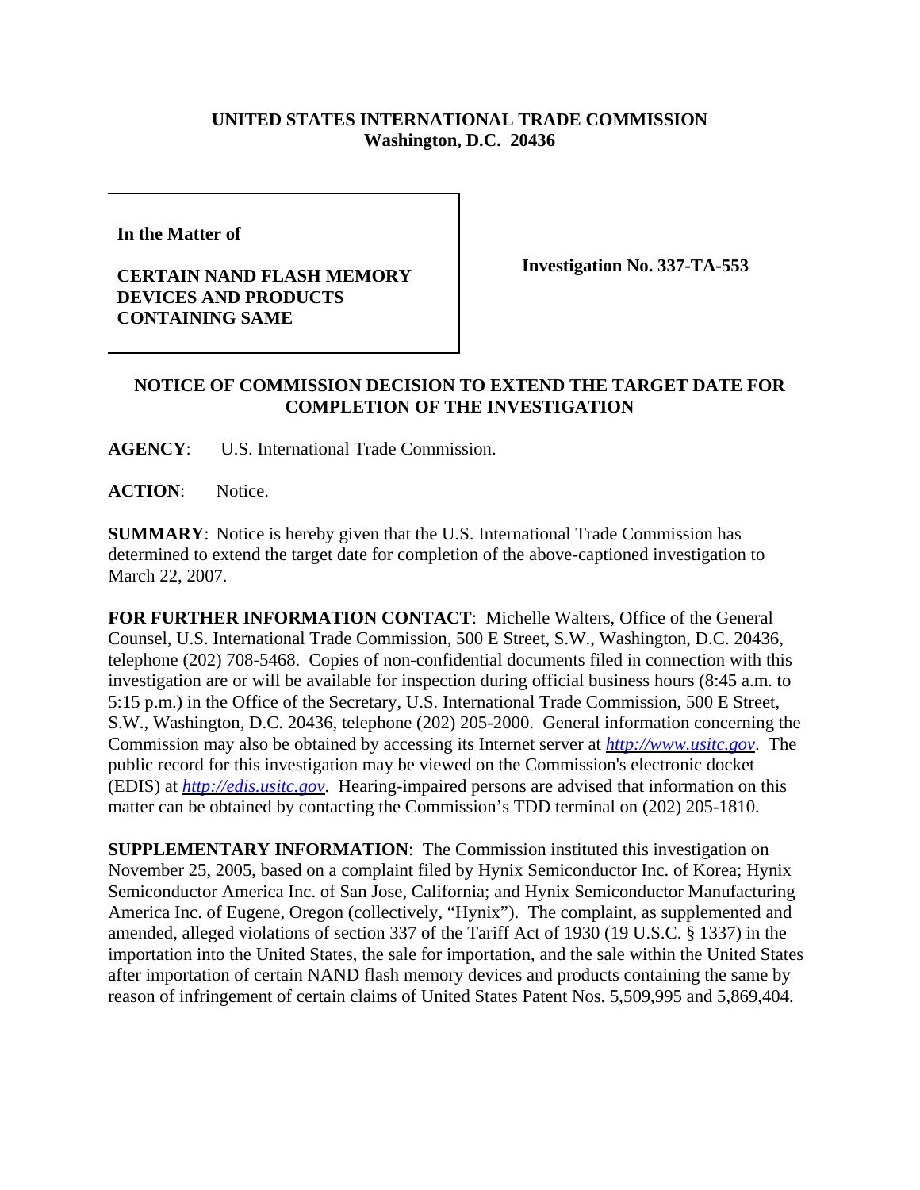**UNITED STATES INTERNATIONAL TRADE COMMISSION**
**Washington, D.C. 20436**

| In the Matter of<br><br>**CERTAIN NAND FLASH MEMORY DEVICES AND PRODUCTS CONTAINING SAME** | **Investigation No. 337-TA-553** |
| --- | --- |

## NOTICE OF COMMISSION DECISION TO EXTEND THE TARGET DATE FOR COMPLETION OF THE INVESTIGATION

**AGENCY**: U.S. International Trade Commission.

**ACTION**: Notice.

**SUMMARY**: Notice is hereby given that the U.S. International Trade Commission has determined to extend the target date for completion of the above-captioned investigation to March 22, 2007.

**FOR FURTHER INFORMATION CONTACT**: Michelle Walters, Office of the General Counsel, U.S. International Trade Commission, 500 E Street, S.W., Washington, D.C. 20436, telephone (202) 708-5468. Copies of non-confidential documents filed in connection with this investigation are or will be available for inspection during official business hours (8:45 a.m. to 5:15 p.m.) in the Office of the Secretary, U.S. International Trade Commission, 500 E Street, S.W., Washington, D.C. 20436, telephone (202) 205-2000. General information concerning the Commission may also be obtained by accessing its Internet server at *http://www.usitc.gov*. The public record for this investigation may be viewed on the Commission's electronic docket (EDIS) at *http://edis.usitc.gov*. Hearing-impaired persons are advised that information on this matter can be obtained by contacting the Commission's TDD terminal on (202) 205-1810.

**SUPPLEMENTARY INFORMATION**: The Commission instituted this investigation on November 25, 2005, based on a complaint filed by Hynix Semiconductor Inc. of Korea; Hynix Semiconductor America Inc. of San Jose, California; and Hynix Semiconductor Manufacturing America Inc. of Eugene, Oregon (collectively, "Hynix"). The complaint, as supplemented and amended, alleged violations of section 337 of the Tariff Act of 1930 (19 U.S.C. § 1337) in the importation into the United States, the sale for importation, and the sale within the United States after importation of certain NAND flash memory devices and products containing the same by reason of infringement of certain claims of United States Patent Nos. 5,509,995 and 5,869,404.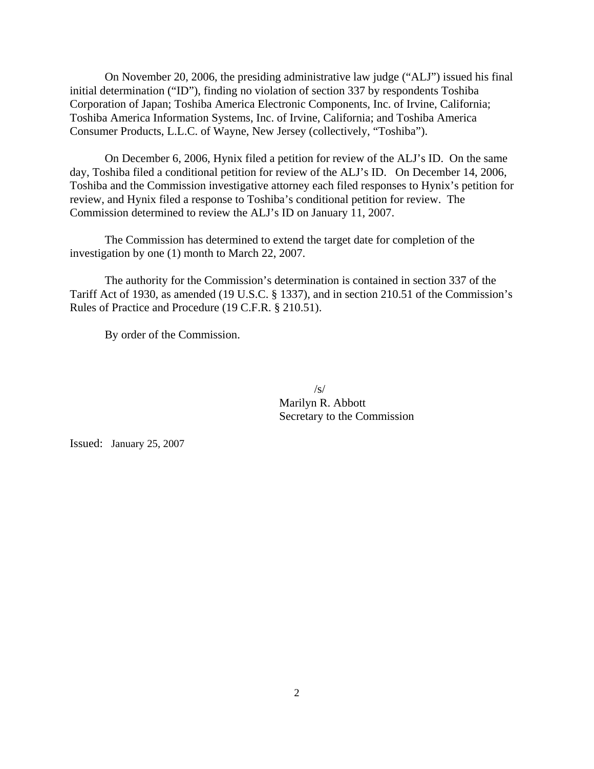On November 20, 2006, the presiding administrative law judge ("ALJ") issued his final initial determination ("ID"), finding no violation of section 337 by respondents Toshiba Corporation of Japan; Toshiba America Electronic Components, Inc. of Irvine, California; Toshiba America Information Systems, Inc. of Irvine, California; and Toshiba America Consumer Products, L.L.C. of Wayne, New Jersey (collectively, "Toshiba").

On December 6, 2006, Hynix filed a petition for review of the ALJ's ID. On the same day, Toshiba filed a conditional petition for review of the ALJ's ID. On December 14, 2006, Toshiba and the Commission investigative attorney each filed responses to Hynix's petition for review, and Hynix filed a response to Toshiba's conditional petition for review. The Commission determined to review the ALJ's ID on January 11, 2007.

The Commission has determined to extend the target date for completion of the investigation by one (1) month to March 22, 2007.

The authority for the Commission's determination is contained in section 337 of the Tariff Act of 1930, as amended (19 U.S.C. § 1337), and in section 210.51 of the Commission's Rules of Practice and Procedure (19 C.F.R. § 210.51).

By order of the Commission.

/s/
Marilyn R. Abbott
Secretary to the Commission

Issued: January 25, 2007